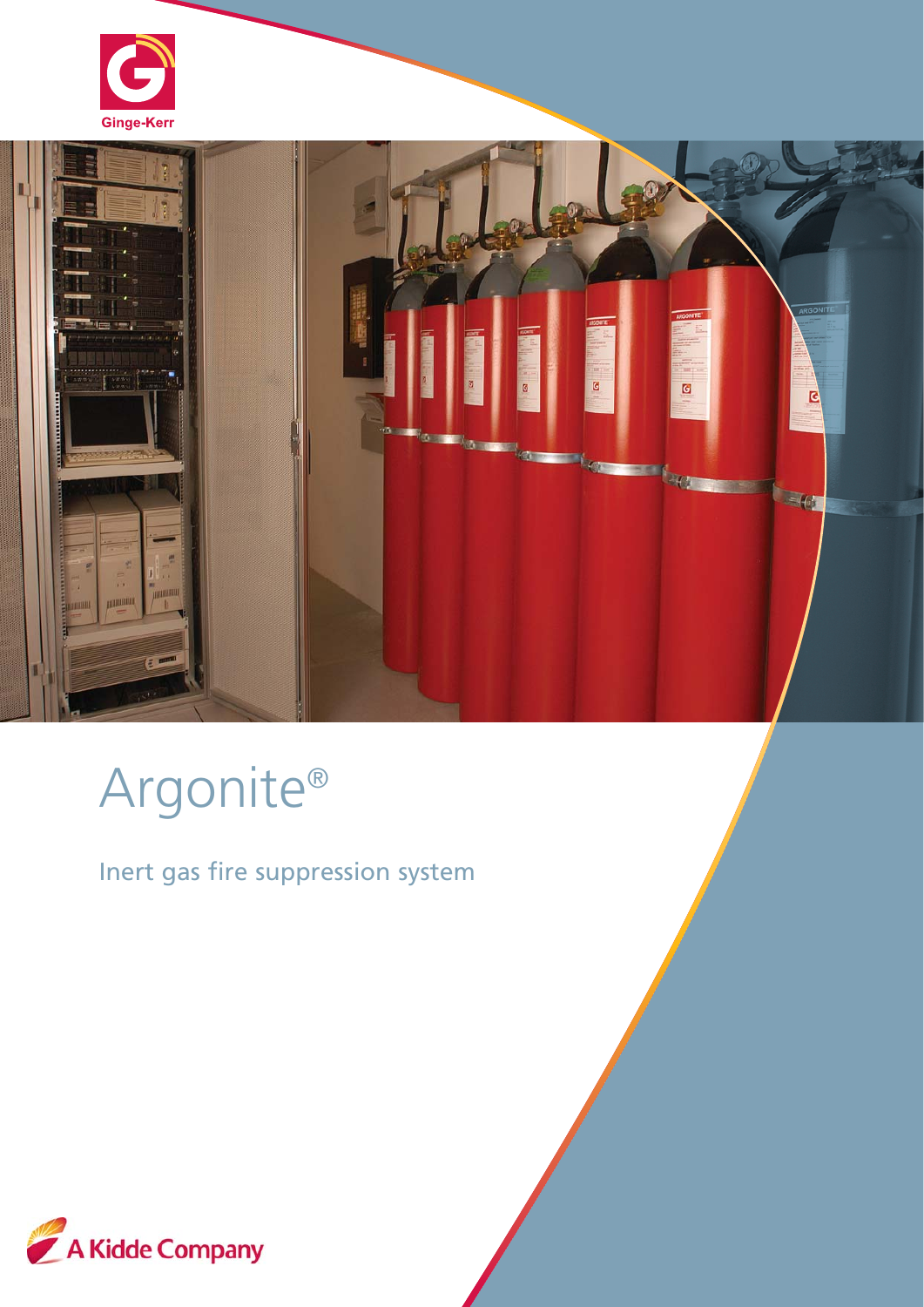Ginge-Kerr

# Argonite®

## Inert gas fire suppression system

A Kidde Company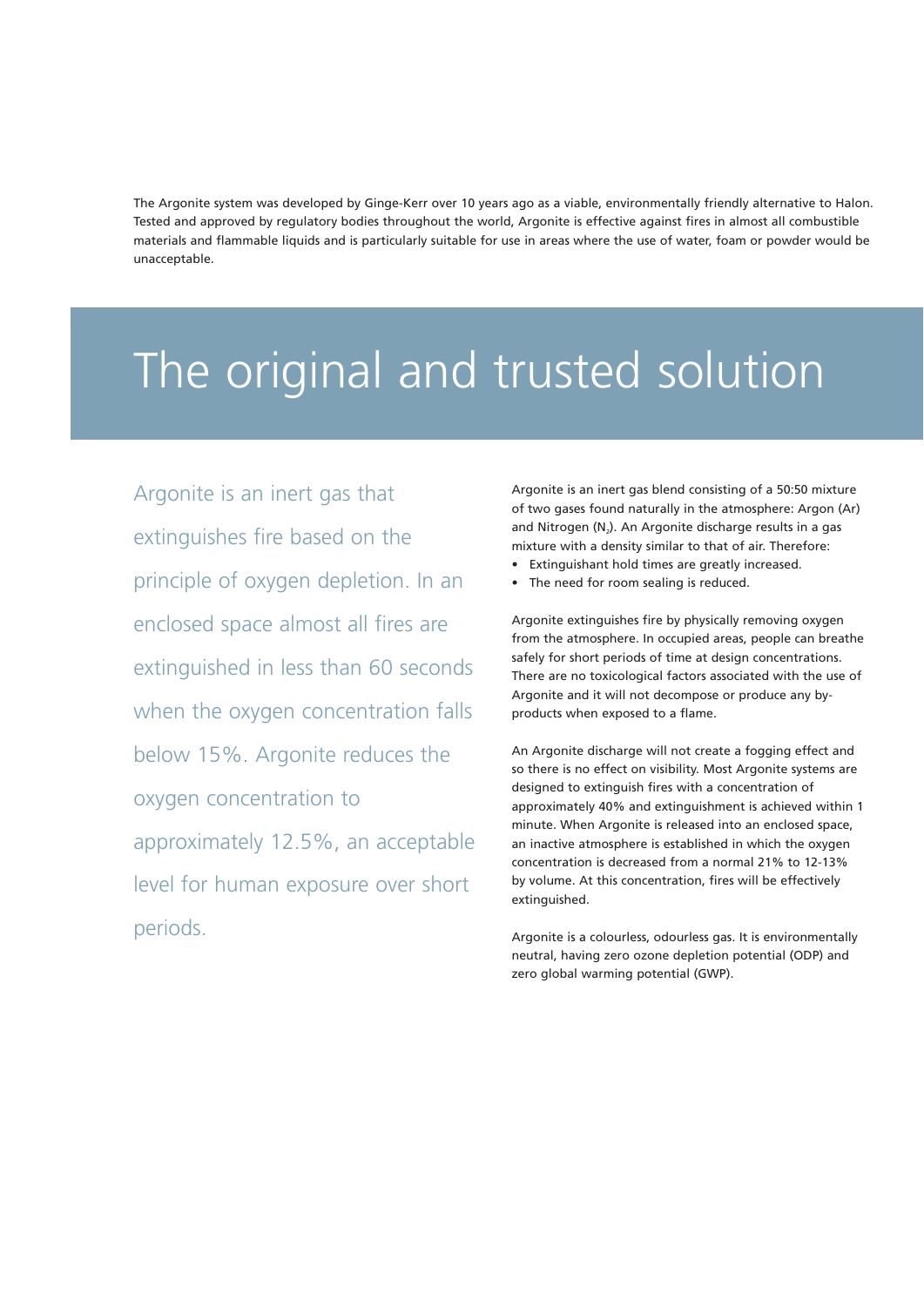The Argonite system was developed by Ginge-Kerr over 10 years ago as a viable, environmentally friendly alternative to Halon. Tested and approved by regulatory bodies throughout the world, Argonite is effective against fires in almost all combustible materials and flammable liquids and is particularly suitable for use in areas where the use of water, foam or powder would be unacceptable.

# The original and trusted solution

Argonite is an inert gas that extinguishes fire based on the principle of oxygen depletion. In an enclosed space almost all fires are extinguished in less than 60 seconds when the oxygen concentration falls below 15%. Argonite reduces the oxygen concentration to approximately 12.5%, an acceptable level for human exposure over short periods.

Argonite is an inert gas blend consisting of a 50:50 mixture of two gases found naturally in the atmosphere: Argon (Ar) and Nitrogen ($N_2$). An Argonite discharge results in a gas mixture with a density similar to that of air. Therefore:

- Extinguishant hold times are greatly increased.
- The need for room sealing is reduced.

Argonite extinguishes fire by physically removing oxygen from the atmosphere. In occupied areas, people can breathe safely for short periods of time at design concentrations. There are no toxicological factors associated with the use of Argonite and it will not decompose or produce any by-products when exposed to a flame.

An Argonite discharge will not create a fogging effect and so there is no effect on visibility. Most Argonite systems are designed to extinguish fires with a concentration of approximately 40% and extinguishment is achieved within 1 minute. When Argonite is released into an enclosed space, an inactive atmosphere is established in which the oxygen concentration is decreased from a normal 21% to 12-13% by volume. At this concentration, fires will be effectively extinguished.

Argonite is a colourless, odourless gas. It is environmentally neutral, having zero ozone depletion potential (ODP) and zero global warming potential (GWP).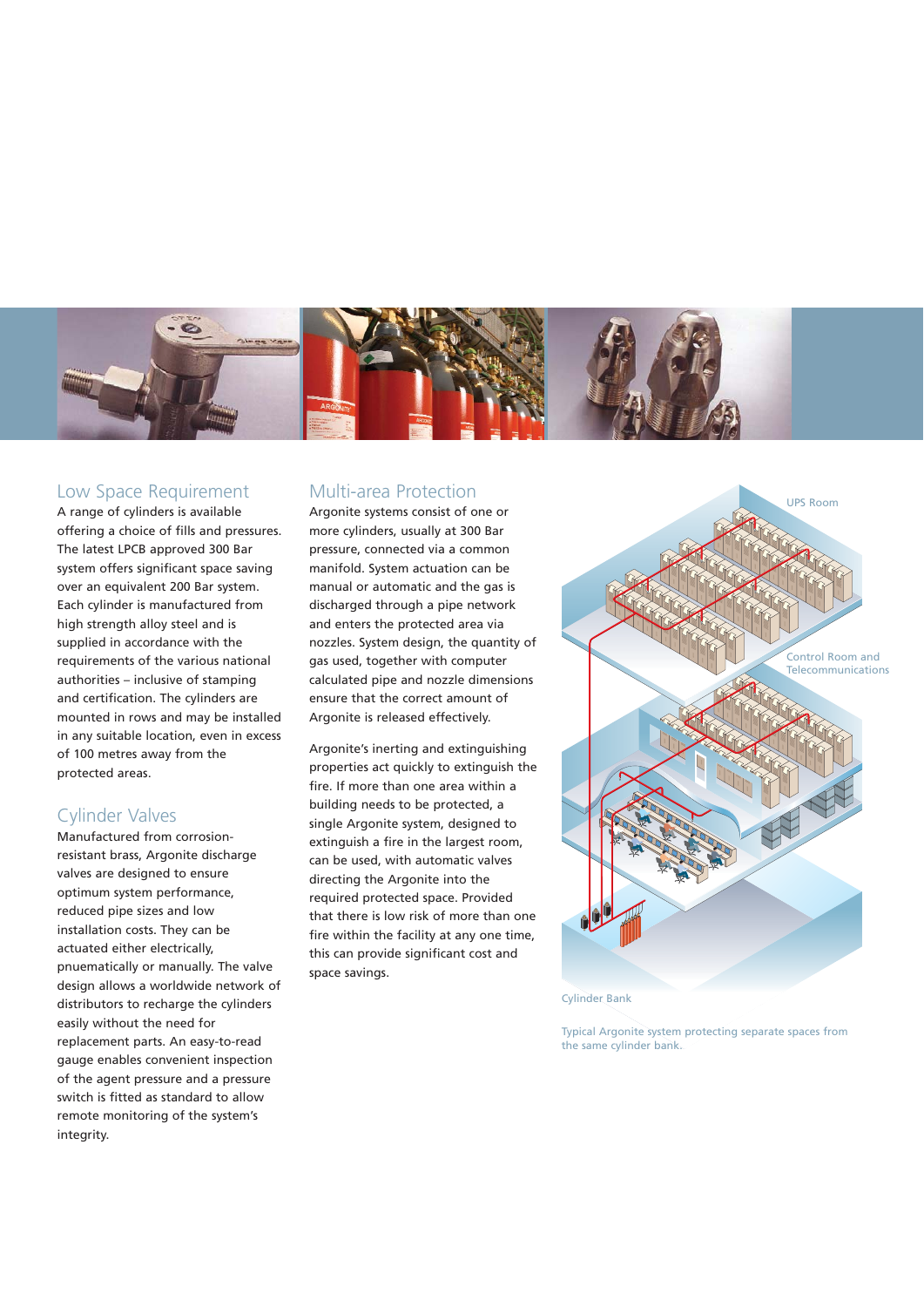## Low Space Requirement

A range of cylinders is available offering a choice of fills and pressures. The latest LPCB approved 300 Bar system offers significant space saving over an equivalent 200 Bar system. Each cylinder is manufactured from high strength alloy steel and is supplied in accordance with the requirements of the various national authorities – inclusive of stamping and certification. The cylinders are mounted in rows and may be installed in any suitable location, even in excess of 100 metres away from the protected areas.

## Cylinder Valves

Manufactured from corrosion-resistant brass, Argonite discharge valves are designed to ensure optimum system performance, reduced pipe sizes and low installation costs. They can be actuated either electrically, pnuematically or manually. The valve design allows a worldwide network of distributors to recharge the cylinders easily without the need for replacement parts. An easy-to-read gauge enables convenient inspection of the agent pressure and a pressure switch is fitted as standard to allow remote monitoring of the system's integrity.

## Multi-area Protection

Argonite systems consist of one or more cylinders, usually at 300 Bar pressure, connected via a common manifold. System actuation can be manual or automatic and the gas is discharged through a pipe network and enters the protected area via nozzles. System design, the quantity of gas used, together with computer calculated pipe and nozzle dimensions ensure that the correct amount of Argonite is released effectively.

Argonite's inerting and extinguishing properties act quickly to extinguish the fire. If more than one area within a building needs to be protected, a single Argonite system, designed to extinguish a fire in the largest room, can be used, with automatic valves directing the Argonite into the required protected space. Provided that there is low risk of more than one fire within the facility at any one time, this can provide significant cost and space savings.

UPS Room

Control Room and Telecommunications

Cylinder Bank

Typical Argonite system protecting separate spaces from the same cylinder bank.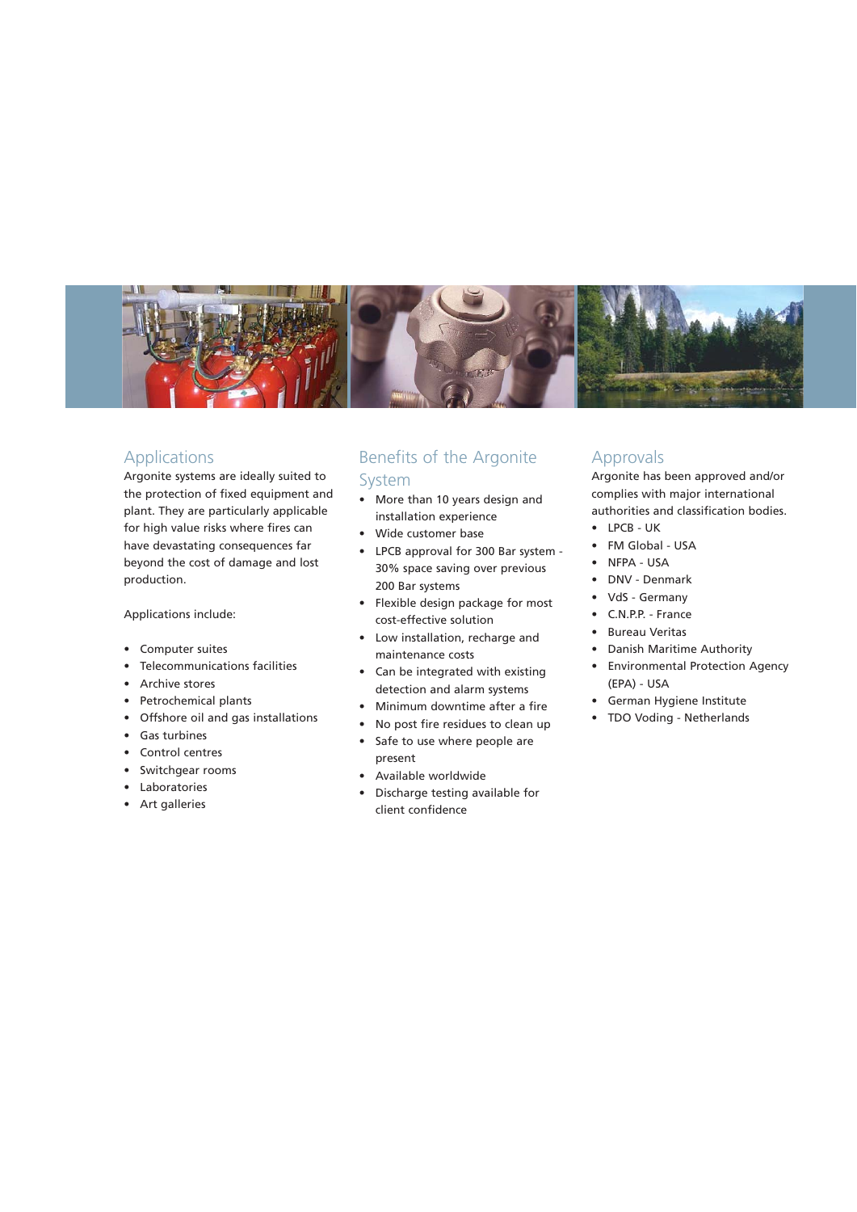## Applications

Argonite systems are ideally suited to the protection of fixed equipment and plant. They are particularly applicable for high value risks where fires can have devastating consequences far beyond the cost of damage and lost production.

Applications include:

- Computer suites
- Telecommunications facilities
- Archive stores
- Petrochemical plants
- Offshore oil and gas installations
- Gas turbines
- Control centres
- Switchgear rooms
- Laboratories
- Art galleries

## Benefits of the Argonite System

- More than 10 years design and installation experience
- Wide customer base
- LPCB approval for 300 Bar system - 30% space saving over previous 200 Bar systems
- Flexible design package for most cost-effective solution
- Low installation, recharge and maintenance costs
- Can be integrated with existing detection and alarm systems
- Minimum downtime after a fire
- No post fire residues to clean up
- Safe to use where people are present
- Available worldwide
- Discharge testing available for client confidence

## Approvals

Argonite has been approved and/or complies with major international authorities and classification bodies.

- LPCB - UK
- FM Global - USA
- NFPA - USA
- DNV - Denmark
- VdS - Germany
- C.N.P.P. - France
- Bureau Veritas
- Danish Maritime Authority
- Environmental Protection Agency (EPA) - USA
- German Hygiene Institute
- TDO Voding - Netherlands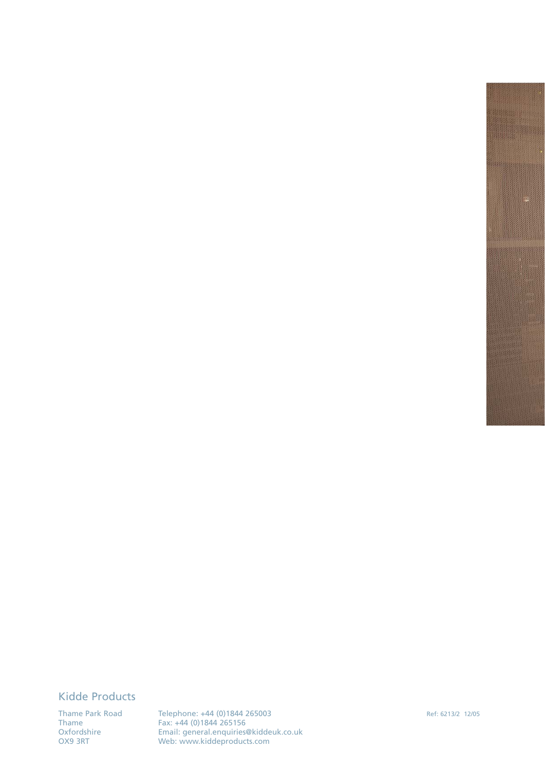## Kidde Products

Thame Park Road
Thame
Oxfordshire
OX9 3RT

Telephone: +44 (0)1844 265003
Fax: +44 (0)1844 265156
Email: general.enquiries@kiddeuk.co.uk
Web: www.kiddeproducts.com

Ref: 6213/2 12/05